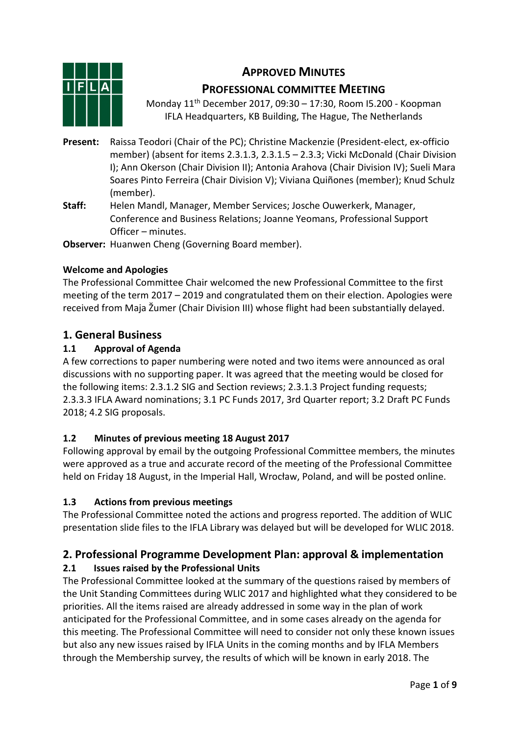**APPROVED MINUTES**

**PROFESSIONAL COMMITTEE MEETING**

Monday 11th December 2017, 09:30 – 17:30, Room I5.200 - Koopman
IFLA Headquarters, KB Building, The Hague, The Netherlands

**Present:** Raissa Teodori (Chair of the PC); Christine Mackenzie (President-elect, ex-officio member) (absent for items 2.3.1.3, 2.3.1.5 – 2.3.3; Vicki McDonald (Chair Division I); Ann Okerson (Chair Division II); Antonia Arahova (Chair Division IV); Sueli Mara Soares Pinto Ferreira (Chair Division V); Viviana Quiñones (member); Knud Schulz (member).

**Staff:** Helen Mandl, Manager, Member Services; Josche Ouwerkerk, Manager, Conference and Business Relations; Joanne Yeomans, Professional Support Officer – minutes.

**Observer:** Huanwen Cheng (Governing Board member).

**Welcome and Apologies**

The Professional Committee Chair welcomed the new Professional Committee to the first meeting of the term 2017 – 2019 and congratulated them on their election. Apologies were received from Maja Žumer (Chair Division III) whose flight had been substantially delayed.

## 1. General Business

### 1.1 Approval of Agenda

A few corrections to paper numbering were noted and two items were announced as oral discussions with no supporting paper. It was agreed that the meeting would be closed for the following items: 2.3.1.2 SIG and Section reviews; 2.3.1.3 Project funding requests; 2.3.3.3 IFLA Award nominations; 3.1 PC Funds 2017, 3rd Quarter report; 3.2 Draft PC Funds 2018; 4.2 SIG proposals.

### 1.2 Minutes of previous meeting 18 August 2017

Following approval by email by the outgoing Professional Committee members, the minutes were approved as a true and accurate record of the meeting of the Professional Committee held on Friday 18 August, in the Imperial Hall, Wrocław, Poland, and will be posted online.

### 1.3 Actions from previous meetings

The Professional Committee noted the actions and progress reported. The addition of WLIC presentation slide files to the IFLA Library was delayed but will be developed for WLIC 2018.

## 2. Professional Programme Development Plan: approval & implementation

### 2.1 Issues raised by the Professional Units

The Professional Committee looked at the summary of the questions raised by members of the Unit Standing Committees during WLIC 2017 and highlighted what they considered to be priorities. All the items raised are already addressed in some way in the plan of work anticipated for the Professional Committee, and in some cases already on the agenda for this meeting. The Professional Committee will need to consider not only these known issues but also any new issues raised by IFLA Units in the coming months and by IFLA Members through the Membership survey, the results of which will be known in early 2018. The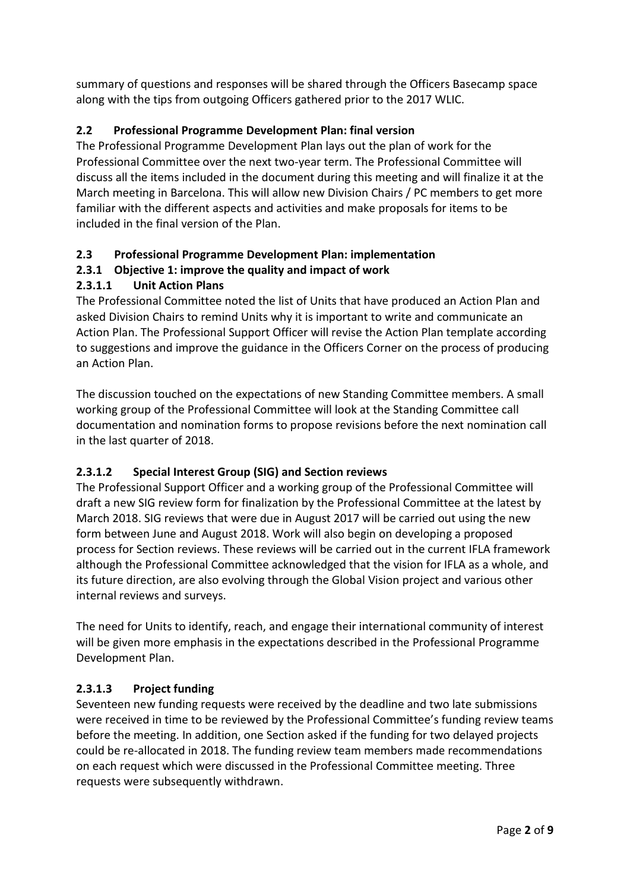summary of questions and responses will be shared through the Officers Basecamp space along with the tips from outgoing Officers gathered prior to the 2017 WLIC.

## 2.2 Professional Programme Development Plan: final version

The Professional Programme Development Plan lays out the plan of work for the Professional Committee over the next two-year term. The Professional Committee will discuss all the items included in the document during this meeting and will finalize it at the March meeting in Barcelona. This will allow new Division Chairs / PC members to get more familiar with the different aspects and activities and make proposals for items to be included in the final version of the Plan.

## 2.3 Professional Programme Development Plan: implementation

### 2.3.1 Objective 1: improve the quality and impact of work

#### 2.3.1.1 Unit Action Plans

The Professional Committee noted the list of Units that have produced an Action Plan and asked Division Chairs to remind Units why it is important to write and communicate an Action Plan. The Professional Support Officer will revise the Action Plan template according to suggestions and improve the guidance in the Officers Corner on the process of producing an Action Plan.

The discussion touched on the expectations of new Standing Committee members. A small working group of the Professional Committee will look at the Standing Committee call documentation and nomination forms to propose revisions before the next nomination call in the last quarter of 2018.

#### 2.3.1.2 Special Interest Group (SIG) and Section reviews

The Professional Support Officer and a working group of the Professional Committee will draft a new SIG review form for finalization by the Professional Committee at the latest by March 2018. SIG reviews that were due in August 2017 will be carried out using the new form between June and August 2018. Work will also begin on developing a proposed process for Section reviews. These reviews will be carried out in the current IFLA framework although the Professional Committee acknowledged that the vision for IFLA as a whole, and its future direction, are also evolving through the Global Vision project and various other internal reviews and surveys.

The need for Units to identify, reach, and engage their international community of interest will be given more emphasis in the expectations described in the Professional Programme Development Plan.

#### 2.3.1.3 Project funding

Seventeen new funding requests were received by the deadline and two late submissions were received in time to be reviewed by the Professional Committee's funding review teams before the meeting. In addition, one Section asked if the funding for two delayed projects could be re-allocated in 2018. The funding review team members made recommendations on each request which were discussed in the Professional Committee meeting. Three requests were subsequently withdrawn.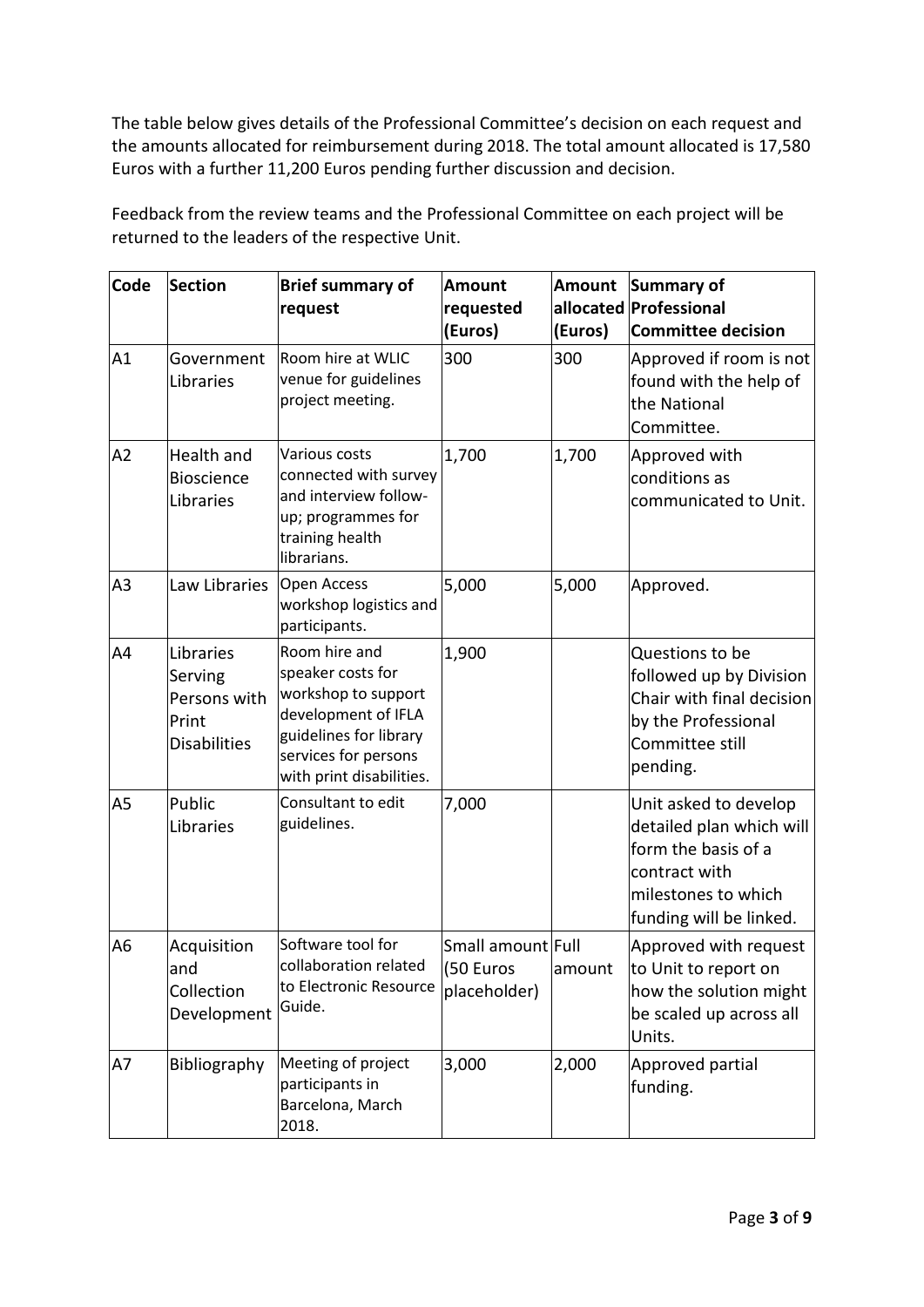The table below gives details of the Professional Committee's decision on each request and the amounts allocated for reimbursement during 2018. The total amount allocated is 17,580 Euros with a further 11,200 Euros pending further discussion and decision.

Feedback from the review teams and the Professional Committee on each project will be returned to the leaders of the respective Unit.

| Code | Section | Brief summary of request | Amount requested (Euros) | Amount allocated (Euros) | Summary of Professional Committee decision |
|---|---|---|---|---|---|
| A1 | Government Libraries | Room hire at WLIC venue for guidelines project meeting. | 300 | 300 | Approved if room is not found with the help of the National Committee. |
| A2 | Health and Bioscience Libraries | Various costs connected with survey and interview follow-up; programmes for training health librarians. | 1,700 | 1,700 | Approved with conditions as communicated to Unit. |
| A3 | Law Libraries | Open Access workshop logistics and participants. | 5,000 | 5,000 | Approved. |
| A4 | Libraries Serving Persons with Print Disabilities | Room hire and speaker costs for workshop to support development of IFLA guidelines for library services for persons with print disabilities. | 1,900 | | Questions to be followed up by Division Chair with final decision by the Professional Committee still pending. |
| A5 | Public Libraries | Consultant to edit guidelines. | 7,000 | | Unit asked to develop detailed plan which will form the basis of a contract with milestones to which funding will be linked. |
| A6 | Acquisition and Collection Development | Software tool for collaboration related to Electronic Resource Guide. | Small amount (50 Euros placeholder) | Full amount | Approved with request to Unit to report on how the solution might be scaled up across all Units. |
| A7 | Bibliography | Meeting of project participants in Barcelona, March 2018. | 3,000 | 2,000 | Approved partial funding. |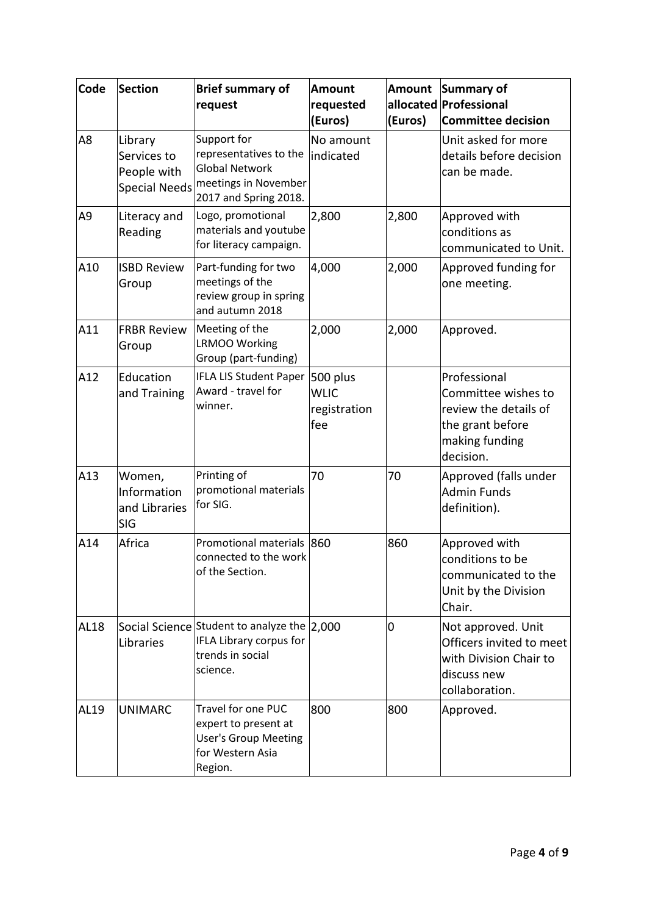| Code | Section | Brief summary of request | Amount requested (Euros) | Amount allocated (Euros) | Summary of Professional Committee decision |
|---|---|---|---|---|---|
| A8 | Library Services to People with Special Needs | Support for representatives to the Global Network meetings in November 2017 and Spring 2018. | No amount indicated | | Unit asked for more details before decision can be made. |
| A9 | Literacy and Reading | Logo, promotional materials and youtube for literacy campaign. | 2,800 | 2,800 | Approved with conditions as communicated to Unit. |
| A10 | ISBD Review Group | Part-funding for two meetings of the review group in spring and autumn 2018 | 4,000 | 2,000 | Approved funding for one meeting. |
| A11 | FRBR Review Group | Meeting of the LRMOO Working Group (part-funding) | 2,000 | 2,000 | Approved. |
| A12 | Education and Training | IFLA LIS Student Paper Award - travel for winner. | 500 plus WLIC registration fee | | Professional Committee wishes to review the details of the grant before making funding decision. |
| A13 | Women, Information and Libraries SIG | Printing of promotional materials for SIG. | 70 | 70 | Approved (falls under Admin Funds definition). |
| A14 | Africa | Promotional materials connected to the work of the Section. | 860 | 860 | Approved with conditions to be communicated to the Unit by the Division Chair. |
| AL18 | Social Science Libraries | Student to analyze the IFLA Library corpus for trends in social science. | 2,000 | 0 | Not approved. Unit Officers invited to meet with Division Chair to discuss new collaboration. |
| AL19 | UNIMARC | Travel for one PUC expert to present at User's Group Meeting for Western Asia Region. | 800 | 800 | Approved. |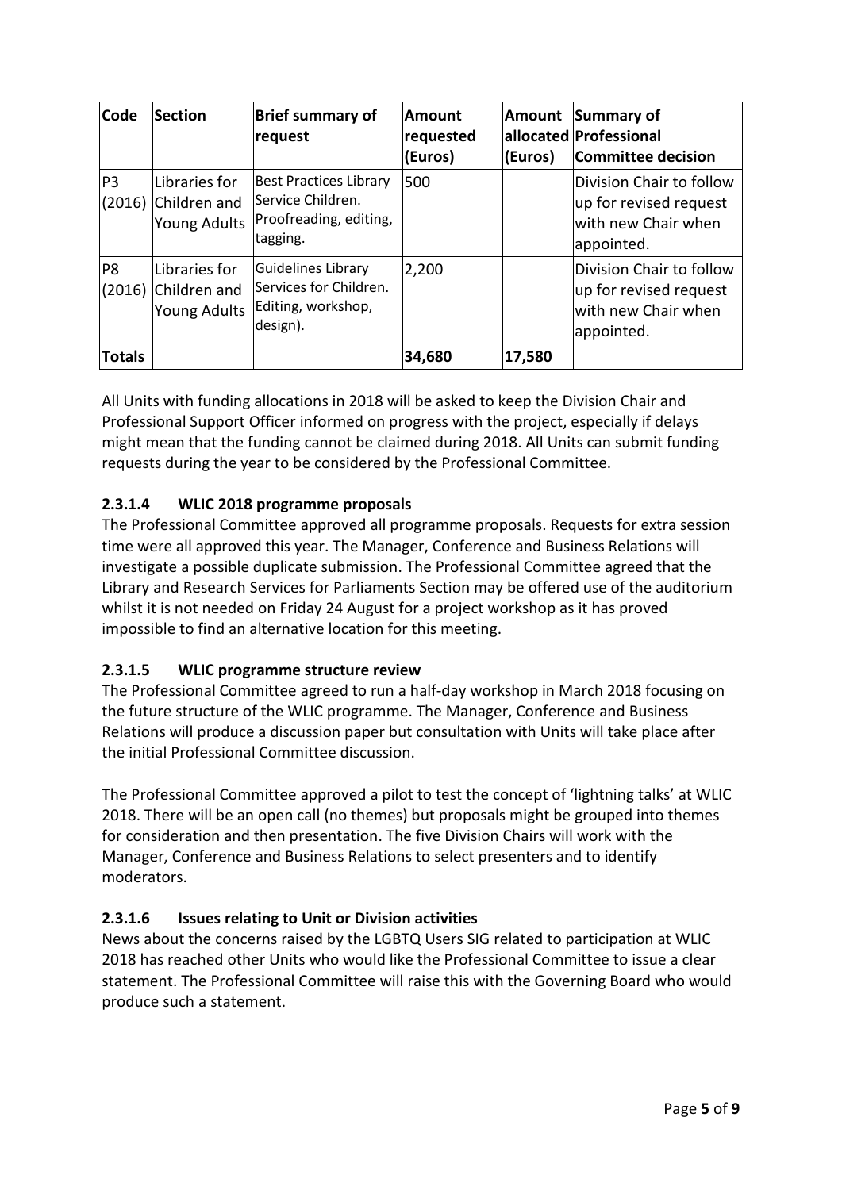| Code | Section | Brief summary of request | Amount requested (Euros) | Amount allocated (Euros) | Summary of Professional Committee decision |
|---|---|---|---|---|---|
| P3 (2016) | Libraries for Children and Young Adults | Best Practices Library Service Children. Proofreading, editing, tagging. | 500 | | Division Chair to follow up for revised request with new Chair when appointed. |
| P8 (2016) | Libraries for Children and Young Adults | Guidelines Library Services for Children. Editing, workshop, design). | 2,200 | | Division Chair to follow up for revised request with new Chair when appointed. |
| **Totals** | | | **34,680** | **17,580** | |

All Units with funding allocations in 2018 will be asked to keep the Division Chair and Professional Support Officer informed on progress with the project, especially if delays might mean that the funding cannot be claimed during 2018. All Units can submit funding requests during the year to be considered by the Professional Committee.

### 2.3.1.4 WLIC 2018 programme proposals

The Professional Committee approved all programme proposals. Requests for extra session time were all approved this year. The Manager, Conference and Business Relations will investigate a possible duplicate submission. The Professional Committee agreed that the Library and Research Services for Parliaments Section may be offered use of the auditorium whilst it is not needed on Friday 24 August for a project workshop as it has proved impossible to find an alternative location for this meeting.

### 2.3.1.5 WLIC programme structure review

The Professional Committee agreed to run a half-day workshop in March 2018 focusing on the future structure of the WLIC programme. The Manager, Conference and Business Relations will produce a discussion paper but consultation with Units will take place after the initial Professional Committee discussion.

The Professional Committee approved a pilot to test the concept of 'lightning talks' at WLIC 2018. There will be an open call (no themes) but proposals might be grouped into themes for consideration and then presentation. The five Division Chairs will work with the Manager, Conference and Business Relations to select presenters and to identify moderators.

### 2.3.1.6 Issues relating to Unit or Division activities

News about the concerns raised by the LGBTQ Users SIG related to participation at WLIC 2018 has reached other Units who would like the Professional Committee to issue a clear statement. The Professional Committee will raise this with the Governing Board who would produce such a statement.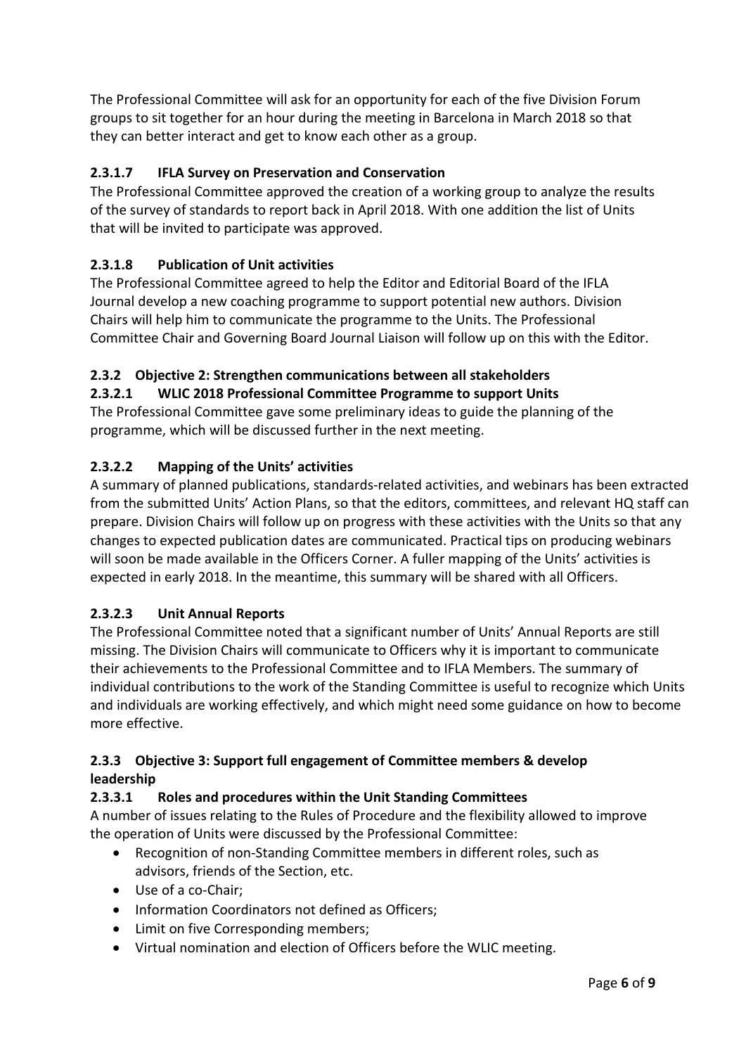The Professional Committee will ask for an opportunity for each of the five Division Forum groups to sit together for an hour during the meeting in Barcelona in March 2018 so that they can better interact and get to know each other as a group.

#### 2.3.1.7 IFLA Survey on Preservation and Conservation

The Professional Committee approved the creation of a working group to analyze the results of the survey of standards to report back in April 2018. With one addition the list of Units that will be invited to participate was approved.

#### 2.3.1.8 Publication of Unit activities

The Professional Committee agreed to help the Editor and Editorial Board of the IFLA Journal develop a new coaching programme to support potential new authors. Division Chairs will help him to communicate the programme to the Units. The Professional Committee Chair and Governing Board Journal Liaison will follow up on this with the Editor.

### 2.3.2 Objective 2: Strengthen communications between all stakeholders

#### 2.3.2.1 WLIC 2018 Professional Committee Programme to support Units

The Professional Committee gave some preliminary ideas to guide the planning of the programme, which will be discussed further in the next meeting.

#### 2.3.2.2 Mapping of the Units' activities

A summary of planned publications, standards-related activities, and webinars has been extracted from the submitted Units' Action Plans, so that the editors, committees, and relevant HQ staff can prepare. Division Chairs will follow up on progress with these activities with the Units so that any changes to expected publication dates are communicated. Practical tips on producing webinars will soon be made available in the Officers Corner. A fuller mapping of the Units' activities is expected in early 2018. In the meantime, this summary will be shared with all Officers.

#### 2.3.2.3 Unit Annual Reports

The Professional Committee noted that a significant number of Units' Annual Reports are still missing. The Division Chairs will communicate to Officers why it is important to communicate their achievements to the Professional Committee and to IFLA Members. The summary of individual contributions to the work of the Standing Committee is useful to recognize which Units and individuals are working effectively, and which might need some guidance on how to become more effective.

### 2.3.3 Objective 3: Support full engagement of Committee members & develop leadership

#### 2.3.3.1 Roles and procedures within the Unit Standing Committees

A number of issues relating to the Rules of Procedure and the flexibility allowed to improve the operation of Units were discussed by the Professional Committee:

- Recognition of non-Standing Committee members in different roles, such as advisors, friends of the Section, etc.
- Use of a co-Chair;
- Information Coordinators not defined as Officers;
- Limit on five Corresponding members;
- Virtual nomination and election of Officers before the WLIC meeting.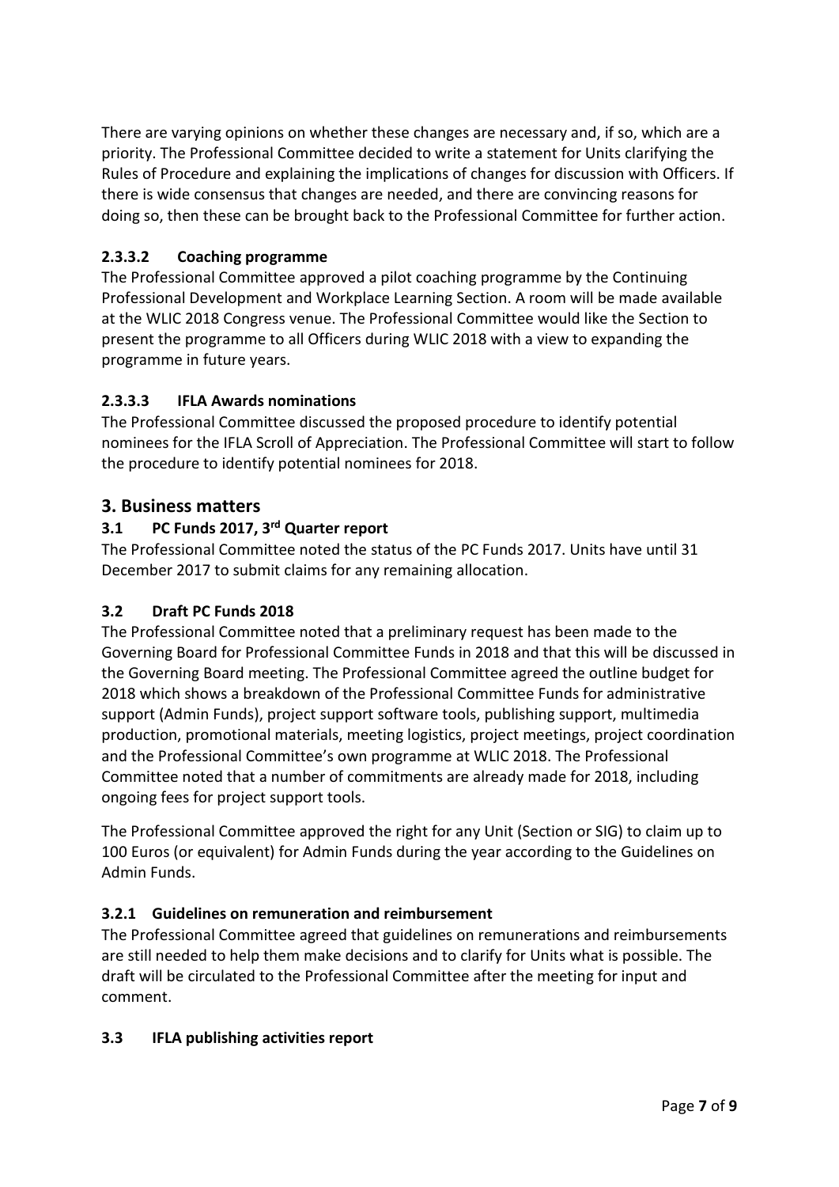There are varying opinions on whether these changes are necessary and, if so, which are a priority. The Professional Committee decided to write a statement for Units clarifying the Rules of Procedure and explaining the implications of changes for discussion with Officers. If there is wide consensus that changes are needed, and there are convincing reasons for doing so, then these can be brought back to the Professional Committee for further action.

#### 2.3.3.2 Coaching programme

The Professional Committee approved a pilot coaching programme by the Continuing Professional Development and Workplace Learning Section. A room will be made available at the WLIC 2018 Congress venue. The Professional Committee would like the Section to present the programme to all Officers during WLIC 2018 with a view to expanding the programme in future years.

#### 2.3.3.3 IFLA Awards nominations

The Professional Committee discussed the proposed procedure to identify potential nominees for the IFLA Scroll of Appreciation. The Professional Committee will start to follow the procedure to identify potential nominees for 2018.

## 3. Business matters

### 3.1 PC Funds 2017, 3rd Quarter report

The Professional Committee noted the status of the PC Funds 2017. Units have until 31 December 2017 to submit claims for any remaining allocation.

### 3.2 Draft PC Funds 2018

The Professional Committee noted that a preliminary request has been made to the Governing Board for Professional Committee Funds in 2018 and that this will be discussed in the Governing Board meeting. The Professional Committee agreed the outline budget for 2018 which shows a breakdown of the Professional Committee Funds for administrative support (Admin Funds), project support software tools, publishing support, multimedia production, promotional materials, meeting logistics, project meetings, project coordination and the Professional Committee's own programme at WLIC 2018. The Professional Committee noted that a number of commitments are already made for 2018, including ongoing fees for project support tools.

The Professional Committee approved the right for any Unit (Section or SIG) to claim up to 100 Euros (or equivalent) for Admin Funds during the year according to the Guidelines on Admin Funds.

#### 3.2.1 Guidelines on remuneration and reimbursement

The Professional Committee agreed that guidelines on remunerations and reimbursements are still needed to help them make decisions and to clarify for Units what is possible. The draft will be circulated to the Professional Committee after the meeting for input and comment.

### 3.3 IFLA publishing activities report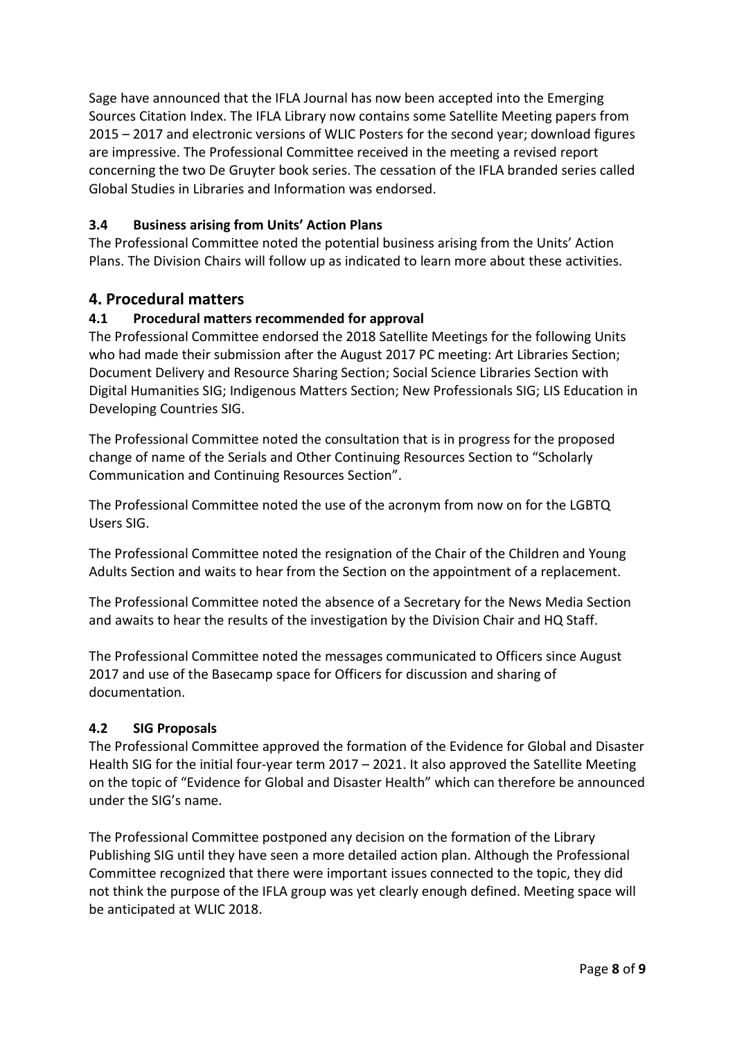Sage have announced that the IFLA Journal has now been accepted into the Emerging Sources Citation Index. The IFLA Library now contains some Satellite Meeting papers from 2015 – 2017 and electronic versions of WLIC Posters for the second year; download figures are impressive. The Professional Committee received in the meeting a revised report concerning the two De Gruyter book series. The cessation of the IFLA branded series called Global Studies in Libraries and Information was endorsed.

### 3.4 Business arising from Units' Action Plans

The Professional Committee noted the potential business arising from the Units' Action Plans. The Division Chairs will follow up as indicated to learn more about these activities.

## 4. Procedural matters

### 4.1 Procedural matters recommended for approval

The Professional Committee endorsed the 2018 Satellite Meetings for the following Units who had made their submission after the August 2017 PC meeting: Art Libraries Section; Document Delivery and Resource Sharing Section; Social Science Libraries Section with Digital Humanities SIG; Indigenous Matters Section; New Professionals SIG; LIS Education in Developing Countries SIG.

The Professional Committee noted the consultation that is in progress for the proposed change of name of the Serials and Other Continuing Resources Section to "Scholarly Communication and Continuing Resources Section".

The Professional Committee noted the use of the acronym from now on for the LGBTQ Users SIG.

The Professional Committee noted the resignation of the Chair of the Children and Young Adults Section and waits to hear from the Section on the appointment of a replacement.

The Professional Committee noted the absence of a Secretary for the News Media Section and awaits to hear the results of the investigation by the Division Chair and HQ Staff.

The Professional Committee noted the messages communicated to Officers since August 2017 and use of the Basecamp space for Officers for discussion and sharing of documentation.

### 4.2 SIG Proposals

The Professional Committee approved the formation of the Evidence for Global and Disaster Health SIG for the initial four-year term 2017 – 2021. It also approved the Satellite Meeting on the topic of "Evidence for Global and Disaster Health" which can therefore be announced under the SIG's name.

The Professional Committee postponed any decision on the formation of the Library Publishing SIG until they have seen a more detailed action plan. Although the Professional Committee recognized that there were important issues connected to the topic, they did not think the purpose of the IFLA group was yet clearly enough defined. Meeting space will be anticipated at WLIC 2018.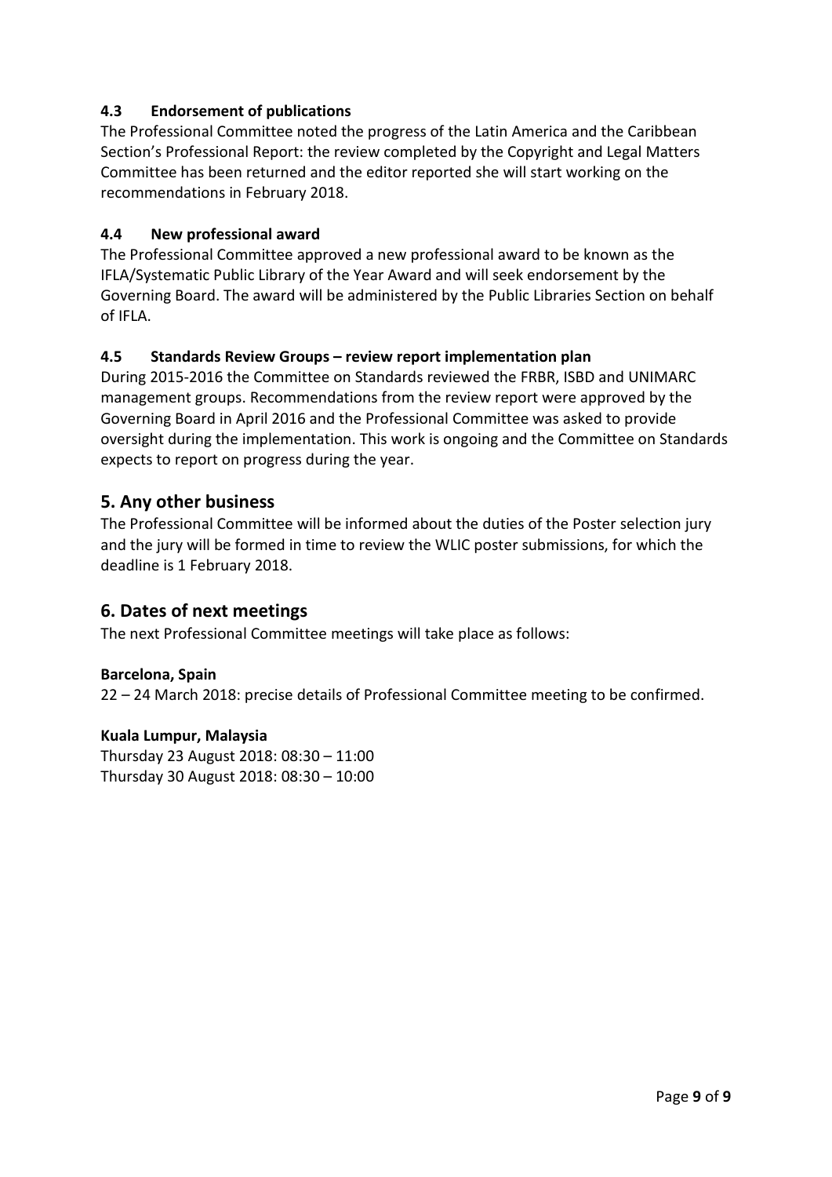### 4.3 Endorsement of publications

The Professional Committee noted the progress of the Latin America and the Caribbean Section's Professional Report: the review completed by the Copyright and Legal Matters Committee has been returned and the editor reported she will start working on the recommendations in February 2018.

### 4.4 New professional award

The Professional Committee approved a new professional award to be known as the IFLA/Systematic Public Library of the Year Award and will seek endorsement by the Governing Board. The award will be administered by the Public Libraries Section on behalf of IFLA.

### 4.5 Standards Review Groups – review report implementation plan

During 2015-2016 the Committee on Standards reviewed the FRBR, ISBD and UNIMARC management groups. Recommendations from the review report were approved by the Governing Board in April 2016 and the Professional Committee was asked to provide oversight during the implementation. This work is ongoing and the Committee on Standards expects to report on progress during the year.

## 5. Any other business

The Professional Committee will be informed about the duties of the Poster selection jury and the jury will be formed in time to review the WLIC poster submissions, for which the deadline is 1 February 2018.

## 6. Dates of next meetings

The next Professional Committee meetings will take place as follows:

**Barcelona, Spain**

22 – 24 March 2018: precise details of Professional Committee meeting to be confirmed.

**Kuala Lumpur, Malaysia**

Thursday 23 August 2018: 08:30 – 11:00
Thursday 30 August 2018: 08:30 – 10:00